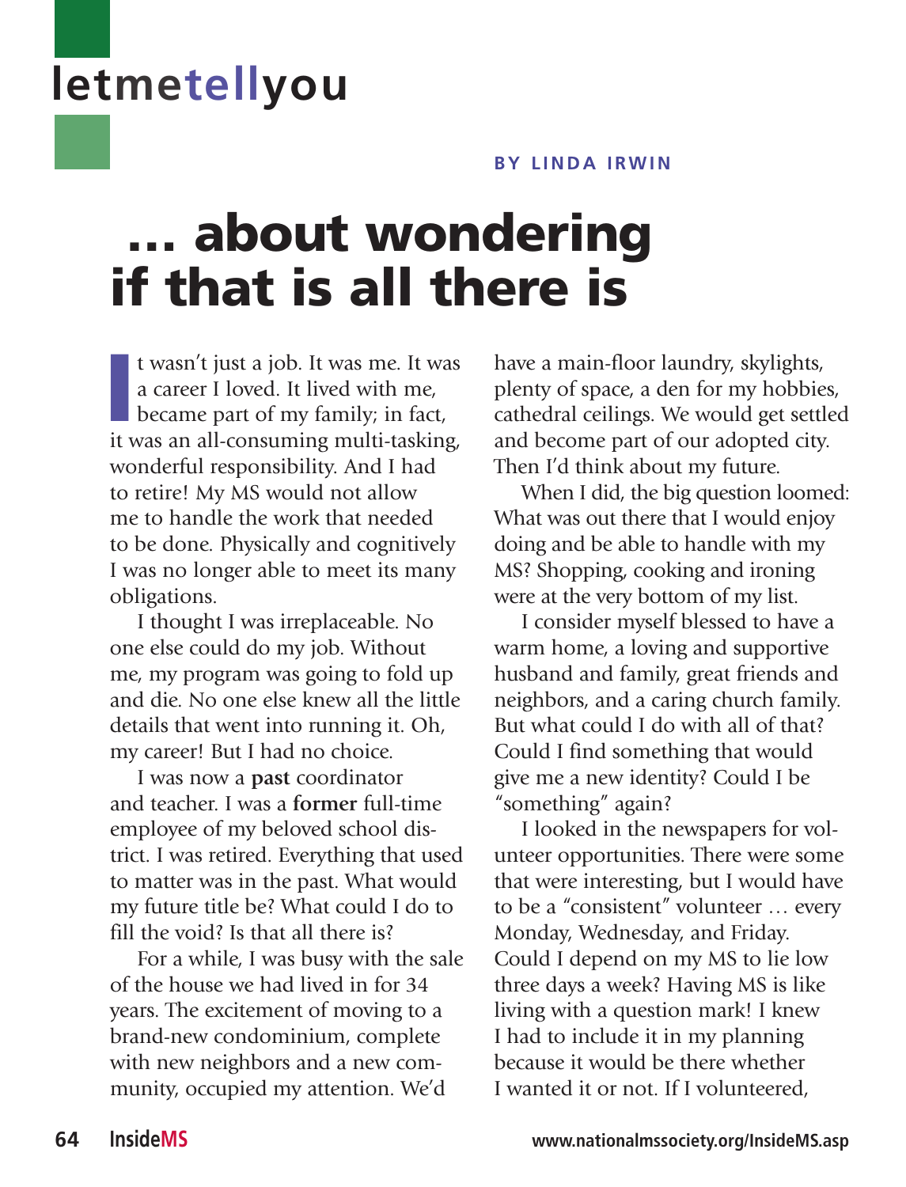# letmetellyou

**BY LINDA IRWIN**

# ... about wondering if that is all there is

It wasn't just a job. It was me. It was a career I loved. It lived with me, became part of my family; in fact, it was an all-consuming multi-tasking, wonderful responsibility. And I had to retire! My MS would not allow me to handle the work that needed to be done. Physically and cognitively I was no longer able to meet its many obligations.

I thought I was irreplaceable. No one else could do my job. Without me, my program was going to fold up and die. No one else knew all the little details that went into running it. Oh, my career! But I had no choice.

I was now a **past** coordinator and teacher. I was a **former** full-time employee of my beloved school district. I was retired. Everything that used to matter was in the past. What would my future title be? What could I do to fill the void? Is that all there is?

For a while, I was busy with the sale of the house we had lived in for 34 years. The excitement of moving to a brand-new condominium, complete with new neighbors and a new community, occupied my attention. We'd have a main-floor laundry, skylights, plenty of space, a den for my hobbies, cathedral ceilings. We would get settled and become part of our adopted city. Then I'd think about my future.

When I did, the big question loomed: What was out there that I would enjoy doing and be able to handle with my MS? Shopping, cooking and ironing were at the very bottom of my list.

I consider myself blessed to have a warm home, a loving and supportive husband and family, great friends and neighbors, and a caring church family. But what could I do with all of that? Could I find something that would give me a new identity? Could I be "something" again?

I looked in the newspapers for volunteer opportunities. There were some that were interesting, but I would have to be a "consistent" volunteer … every Monday, Wednesday, and Friday. Could I depend on my MS to lie low three days a week? Having MS is like living with a question mark! I knew I had to include it in my planning because it would be there whether I wanted it or not. If I volunteered,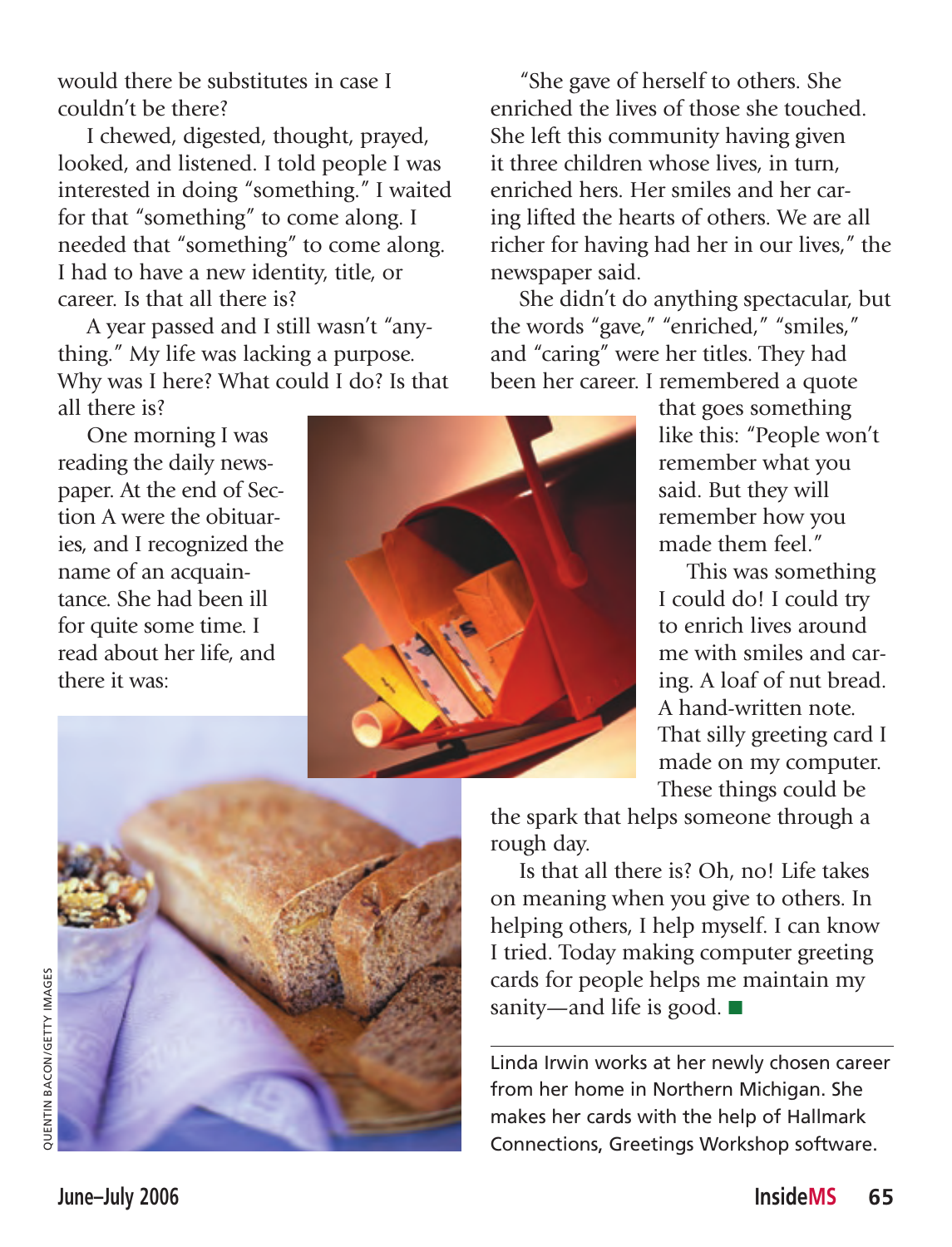would there be substitutes in case I couldn't be there?

I chewed, digested, thought, prayed, looked, and listened. I told people I was interested in doing "something." I waited for that "something" to come along. I needed that "something" to come along. I had to have a new identity, title, or career. Is that all there is?

A year passed and I still wasn't "anything." My life was lacking a purpose. Why was I here? What could I do? Is that all there is?

One morning I was reading the daily newspaper. At the end of Section A were the obituaries, and I recognized the name of an acquaintance. She had been ill for quite some time. I read about her life, and there it was:

"She gave of herself to others. She enriched the lives of those she touched. She left this community having given it three children whose lives, in turn, enriched hers. Her smiles and her caring lifted the hearts of others. We are all richer for having had her in our lives," the newspaper said.

She didn't do anything spectacular, but the words "gave," "enriched," "smiles," and "caring" were her titles. They had been her career. I remembered a quote that goes something like this: "People won't remember what you said. But they will remember how you made them feel."

This was something I could do! I could try to enrich lives around me with smiles and caring. A loaf of nut bread. A hand-written note. That silly greeting card I made on my computer. These things could be the spark that helps someone through a rough day.

Is that all there is? Oh, no! Life takes on meaning when you give to others. In helping others, I help myself. I can know I tried. Today making computer greeting cards for people helps me maintain my sanity—and life is good. ■

QUENTIN BACON/GETTY IMAGES

---

Linda Irwin works at her newly chosen career from her home in Northern Michigan. She makes her cards with the help of Hallmark Connections, Greetings Workshop software.